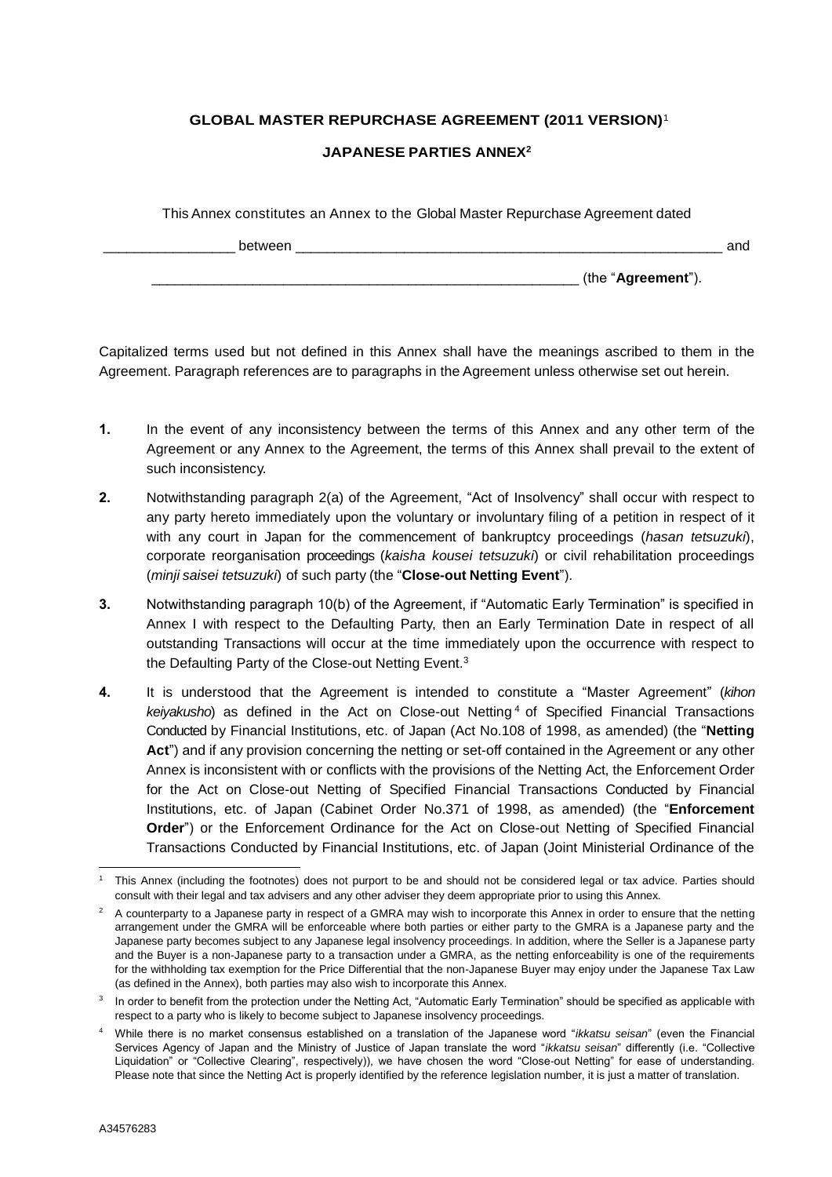**GLOBAL MASTER REPURCHASE AGREEMENT (2011 VERSION)**[1]

**JAPANESE PARTIES ANNEX**[2]

This Annex constitutes an Annex to the Global Master Repurchase Agreement dated

________________ between ________________________________________________________ and

________________________________________________________ (the "**Agreement**").

Capitalized terms used but not defined in this Annex shall have the meanings ascribed to them in the Agreement. Paragraph references are to paragraphs in the Agreement unless otherwise set out herein.

**1.** In the event of any inconsistency between the terms of this Annex and any other term of the Agreement or any Annex to the Agreement, the terms of this Annex shall prevail to the extent of such inconsistency.

**2.** Notwithstanding paragraph 2(a) of the Agreement, "Act of Insolvency" shall occur with respect to any party hereto immediately upon the voluntary or involuntary filing of a petition in respect of it with any court in Japan for the commencement of bankruptcy proceedings (*hasan tetsuzuki*), corporate reorganisation proceedings (*kaisha kousei tetsuzuki*) or civil rehabilitation proceedings (*minji saisei tetsuzuki*) of such party (the "**Close-out Netting Event**").

**3.** Notwithstanding paragraph 10(b) of the Agreement, if "Automatic Early Termination" is specified in Annex I with respect to the Defaulting Party, then an Early Termination Date in respect of all outstanding Transactions will occur at the time immediately upon the occurrence with respect to the Defaulting Party of the Close-out Netting Event.[3]

**4.** It is understood that the Agreement is intended to constitute a "Master Agreement" (*kihon keiyakusho*) as defined in the Act on Close-out Netting[4] of Specified Financial Transactions Conducted by Financial Institutions, etc. of Japan (Act No.108 of 1998, as amended) (the "**Netting Act**") and if any provision concerning the netting or set-off contained in the Agreement or any other Annex is inconsistent with or conflicts with the provisions of the Netting Act, the Enforcement Order for the Act on Close-out Netting of Specified Financial Transactions Conducted by Financial Institutions, etc. of Japan (Cabinet Order No.371 of 1998, as amended) (the "**Enforcement Order**") or the Enforcement Ordinance for the Act on Close-out Netting of Specified Financial Transactions Conducted by Financial Institutions, etc. of Japan (Joint Ministerial Ordinance of the

---

[1] This Annex (including the footnotes) does not purport to be and should not be considered legal or tax advice. Parties should consult with their legal and tax advisers and any other adviser they deem appropriate prior to using this Annex.

[2] A counterparty to a Japanese party in respect of a GMRA may wish to incorporate this Annex in order to ensure that the netting arrangement under the GMRA will be enforceable where both parties or either party to the GMRA is a Japanese party and the Japanese party becomes subject to any Japanese legal insolvency proceedings. In addition, where the Seller is a Japanese party and the Buyer is a non-Japanese party to a transaction under a GMRA, as the netting enforceability is one of the requirements for the withholding tax exemption for the Price Differential that the non-Japanese Buyer may enjoy under the Japanese Tax Law (as defined in the Annex), both parties may also wish to incorporate this Annex.

[3] In order to benefit from the protection under the Netting Act, "Automatic Early Termination" should be specified as applicable with respect to a party who is likely to become subject to Japanese insolvency proceedings.

[4] While there is no market consensus established on a translation of the Japanese word "*ikkatsu seisan*" (even the Financial Services Agency of Japan and the Ministry of Justice of Japan translate the word "*ikkatsu seisan*" differently (i.e. "Collective Liquidation" or "Collective Clearing", respectively)), we have chosen the word "Close-out Netting" for ease of understanding. Please note that since the Netting Act is properly identified by the reference legislation number, it is just a matter of translation.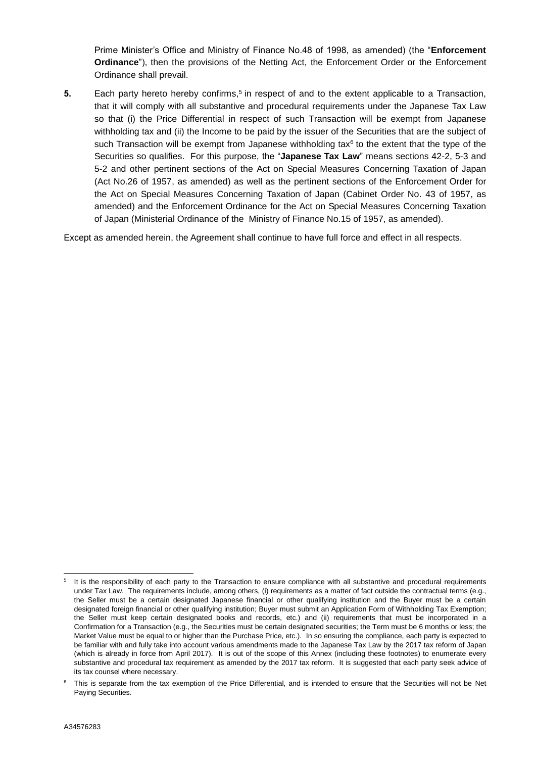Prime Minister's Office and Ministry of Finance No.48 of 1998, as amended) (the "**Enforcement Ordinance**"), then the provisions of the Netting Act, the Enforcement Order or the Enforcement Ordinance shall prevail.

**5.** Each party hereto hereby confirms,[5] in respect of and to the extent applicable to a Transaction, that it will comply with all substantive and procedural requirements under the Japanese Tax Law so that (i) the Price Differential in respect of such Transaction will be exempt from Japanese withholding tax and (ii) the Income to be paid by the issuer of the Securities that are the subject of such Transaction will be exempt from Japanese withholding tax[6] to the extent that the type of the Securities so qualifies. For this purpose, the "**Japanese Tax Law**" means sections 42-2, 5-3 and 5-2 and other pertinent sections of the Act on Special Measures Concerning Taxation of Japan (Act No.26 of 1957, as amended) as well as the pertinent sections of the Enforcement Order for the Act on Special Measures Concerning Taxation of Japan (Cabinet Order No. 43 of 1957, as amended) and the Enforcement Ordinance for the Act on Special Measures Concerning Taxation of Japan (Ministerial Ordinance of the Ministry of Finance No.15 of 1957, as amended).

Except as amended herein, the Agreement shall continue to have full force and effect in all respects.

---

[5] It is the responsibility of each party to the Transaction to ensure compliance with all substantive and procedural requirements under Tax Law. The requirements include, among others, (i) requirements as a matter of fact outside the contractual terms (e.g., the Seller must be a certain designated Japanese financial or other qualifying institution and the Buyer must be a certain designated foreign financial or other qualifying institution; Buyer must submit an Application Form of Withholding Tax Exemption; the Seller must keep certain designated books and records, etc.) and (ii) requirements that must be incorporated in a Confirmation for a Transaction (e.g., the Securities must be certain designated securities; the Term must be 6 months or less; the Market Value must be equal to or higher than the Purchase Price, etc.). In so ensuring the compliance, each party is expected to be familiar with and fully take into account various amendments made to the Japanese Tax Law by the 2017 tax reform of Japan (which is already in force from April 2017). It is out of the scope of this Annex (including these footnotes) to enumerate every substantive and procedural tax requirement as amended by the 2017 tax reform. It is suggested that each party seek advice of its tax counsel where necessary.

[6] This is separate from the tax exemption of the Price Differential, and is intended to ensure that the Securities will not be Net Paying Securities.

A34576283